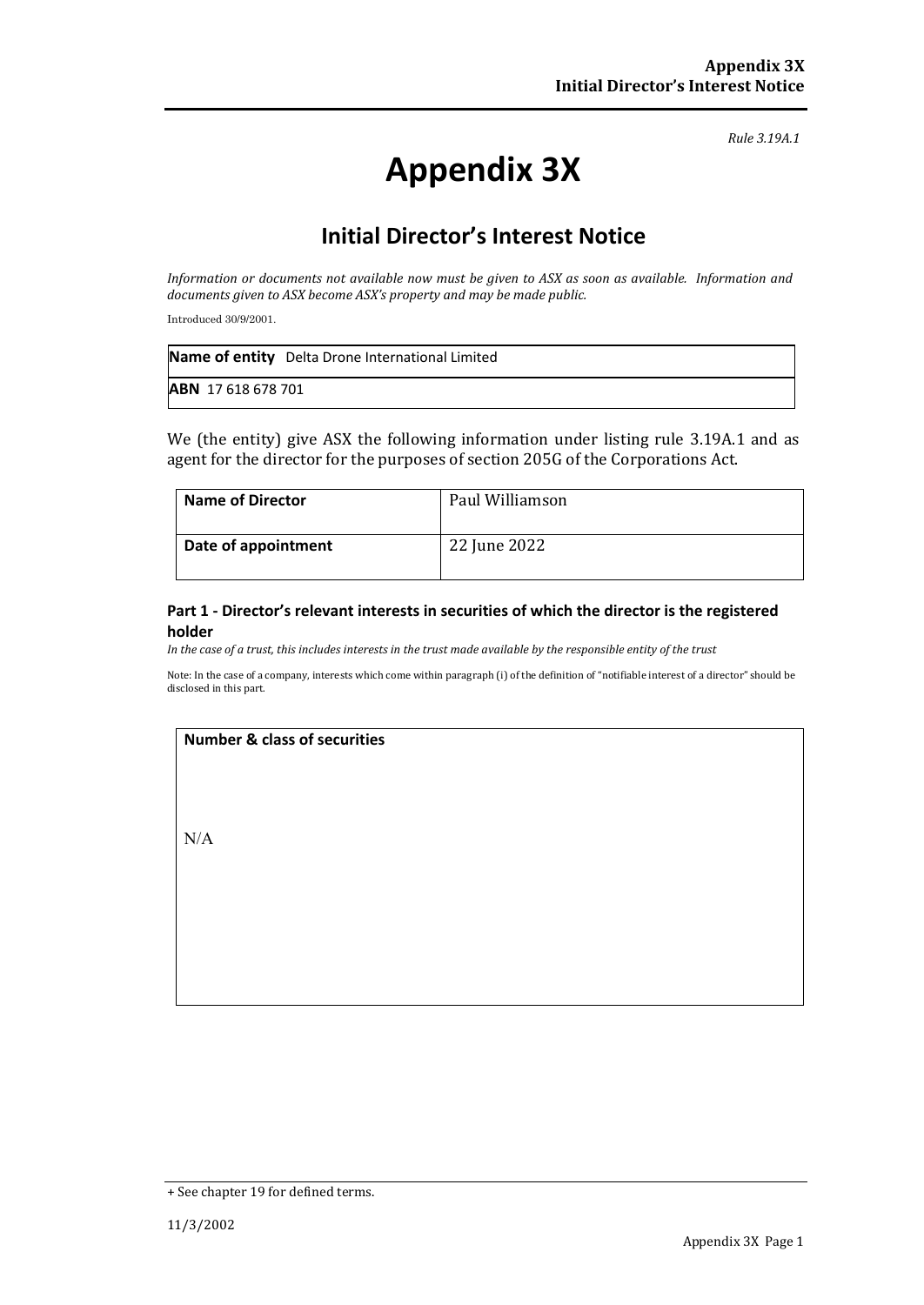*Rule 3.19A.1*

# Appendix 3X

## Initial Director's Interest Notice

*Information or documents not available now must be given to ASX as soon as available. Information and documents given to ASX become ASX's property and may be made public.*

Introduced 30/9/2001.

| **Name of entity** Delta Drone International Limited |
|---|
| **ABN** 17 618 678 701 |

We (the entity) give ASX the following information under listing rule 3.19A.1 and as agent for the director for the purposes of section 205G of the Corporations Act.

| **Name of Director** | Paul Williamson |
|---|---|
| **Date of appointment** | 22 June 2022 |

### Part 1 - Director's relevant interests in securities of which the director is the registered holder

*In the case of a trust, this includes interests in the trust made available by the responsible entity of the trust*

Note: In the case of a company, interests which come within paragraph (i) of the definition of "notifiable interest of a director" should be disclosed in this part.

| **Number & class of securities** |
|---|
| N/A |

+ See chapter 19 for defined terms.

11/3/2002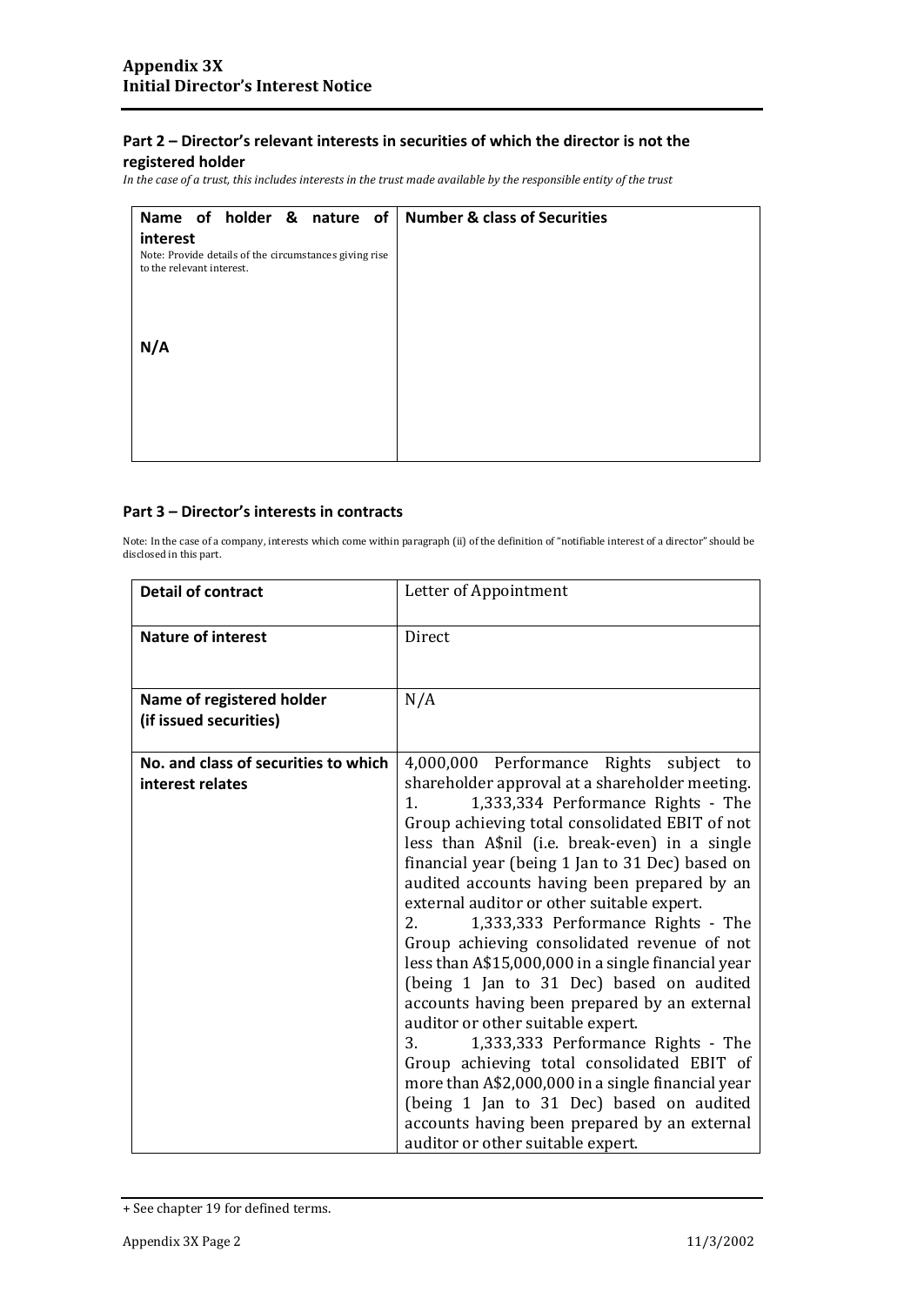# Appendix 3X
# Initial Director's Interest Notice

## Part 2 – Director's relevant interests in securities of which the director is not the registered holder

*In the case of a trust, this includes interests in the trust made available by the responsible entity of the trust*

| Name of holder & nature of interest<br>Note: Provide details of the circumstances giving rise to the relevant interest. | Number & class of Securities |
|---|---|
| N/A | |

## Part 3 – Director's interests in contracts

Note: In the case of a company, interests which come within paragraph (ii) of the definition of "notifiable interest of a director" should be disclosed in this part.

| | |
|---|---|
| **Detail of contract** | Letter of Appointment |
| **Nature of interest** | Direct |
| **Name of registered holder (if issued securities)** | N/A |
| **No. and class of securities to which interest relates** | 4,000,000 Performance Rights subject to shareholder approval at a shareholder meeting.<br>1. 1,333,334 Performance Rights - The Group achieving total consolidated EBIT of not less than A$nil (i.e. break-even) in a single financial year (being 1 Jan to 31 Dec) based on audited accounts having been prepared by an external auditor or other suitable expert.<br>2. 1,333,333 Performance Rights - The Group achieving consolidated revenue of not less than A$15,000,000 in a single financial year (being 1 Jan to 31 Dec) based on audited accounts having been prepared by an external auditor or other suitable expert.<br>3. 1,333,333 Performance Rights - The Group achieving total consolidated EBIT of more than A$2,000,000 in a single financial year (being 1 Jan to 31 Dec) based on audited accounts having been prepared by an external auditor or other suitable expert. |

+ See chapter 19 for defined terms.